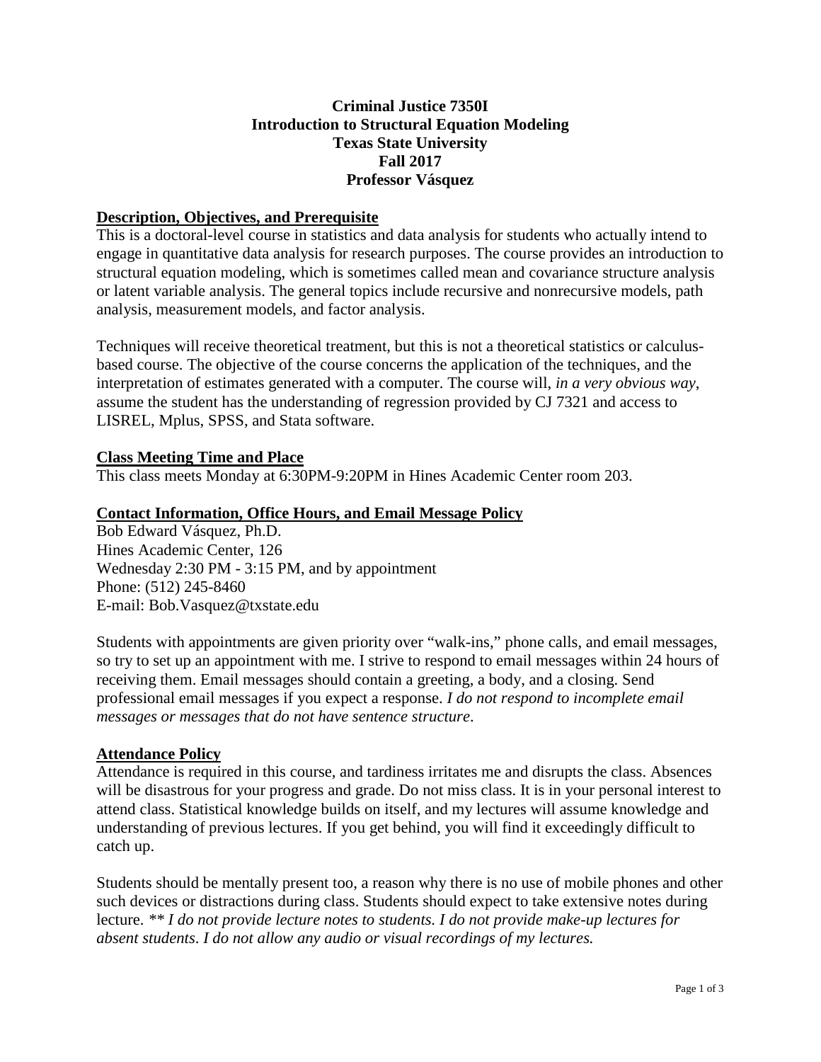# Criminal Justice 7350I
# Introduction to Structural Equation Modeling
# Texas State University
# Fall 2017
# Professor Vásquez

## Description, Objectives, and Prerequisite

This is a doctoral-level course in statistics and data analysis for students who actually intend to engage in quantitative data analysis for research purposes. The course provides an introduction to structural equation modeling, which is sometimes called mean and covariance structure analysis or latent variable analysis. The general topics include recursive and nonrecursive models, path analysis, measurement models, and factor analysis.

Techniques will receive theoretical treatment, but this is not a theoretical statistics or calculus-based course. The objective of the course concerns the application of the techniques, and the interpretation of estimates generated with a computer. The course will, *in a very obvious way*, assume the student has the understanding of regression provided by CJ 7321 and access to LISREL, Mplus, SPSS, and Stata software.

## Class Meeting Time and Place

This class meets Monday at 6:30PM-9:20PM in Hines Academic Center room 203.

## Contact Information, Office Hours, and Email Message Policy

Bob Edward Vásquez, Ph.D.
Hines Academic Center, 126
Wednesday 2:30 PM - 3:15 PM, and by appointment
Phone: (512) 245-8460
E-mail: Bob.Vasquez@txstate.edu

Students with appointments are given priority over "walk-ins," phone calls, and email messages, so try to set up an appointment with me. I strive to respond to email messages within 24 hours of receiving them. Email messages should contain a greeting, a body, and a closing. Send professional email messages if you expect a response. *I do not respond to incomplete email messages or messages that do not have sentence structure*.

## Attendance Policy

Attendance is required in this course, and tardiness irritates me and disrupts the class. Absences will be disastrous for your progress and grade. Do not miss class. It is in your personal interest to attend class. Statistical knowledge builds on itself, and my lectures will assume knowledge and understanding of previous lectures. If you get behind, you will find it exceedingly difficult to catch up.

Students should be mentally present too, a reason why there is no use of mobile phones and other such devices or distractions during class. Students should expect to take extensive notes during lecture. ** *I do not provide lecture notes to students. I do not provide make-up lectures for absent students. I do not allow any audio or visual recordings of my lectures.*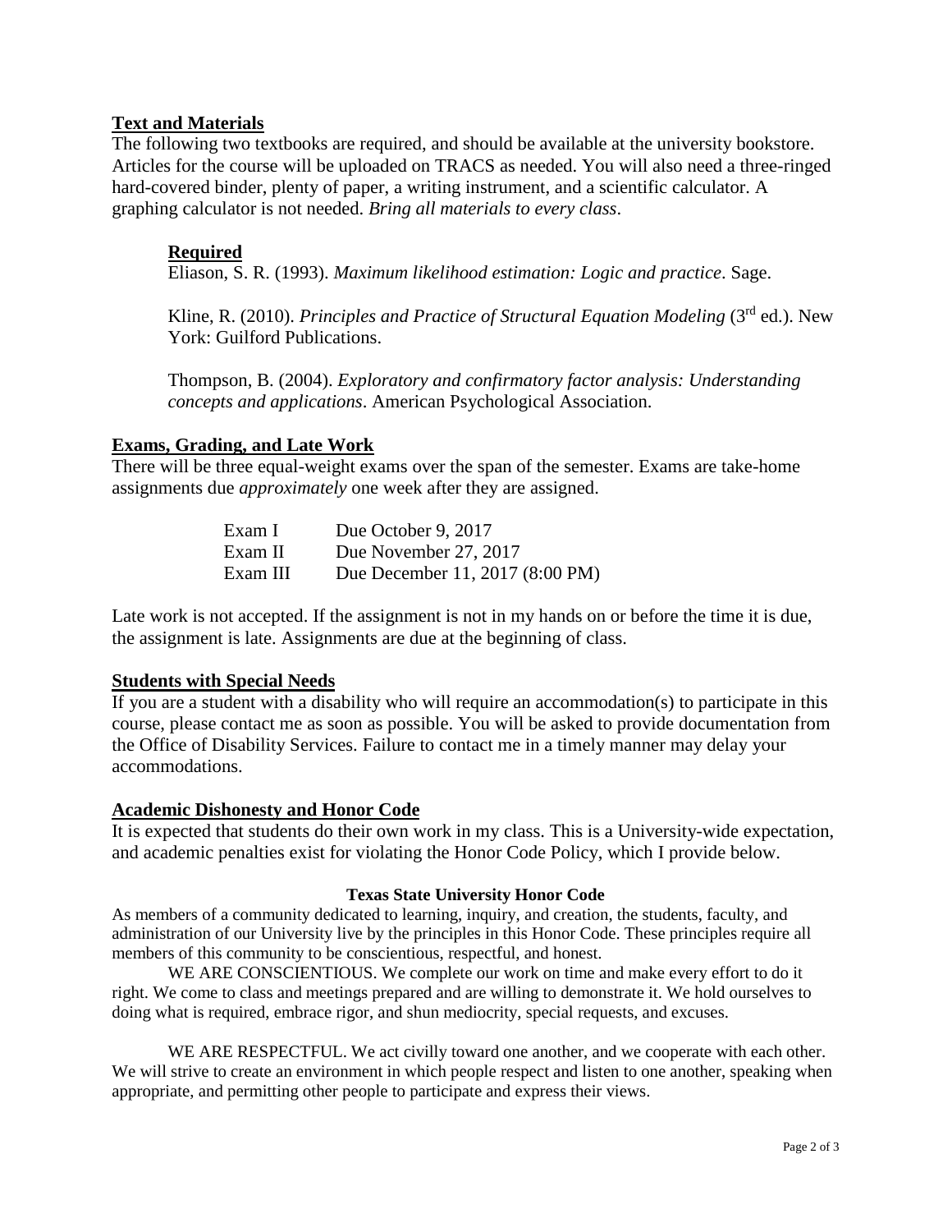## Text and Materials

The following two textbooks are required, and should be available at the university bookstore. Articles for the course will be uploaded on TRACS as needed. You will also need a three-ringed hard-covered binder, plenty of paper, a writing instrument, and a scientific calculator. A graphing calculator is not needed. *Bring all materials to every class*.

### Required

Eliason, S. R. (1993). *Maximum likelihood estimation: Logic and practice*. Sage.

Kline, R. (2010). *Principles and Practice of Structural Equation Modeling* (3rd ed.). New York: Guilford Publications.

Thompson, B. (2004). *Exploratory and confirmatory factor analysis: Understanding concepts and applications*. American Psychological Association.

## Exams, Grading, and Late Work

There will be three equal-weight exams over the span of the semester. Exams are take-home assignments due *approximately* one week after they are assigned.

| | |
|---|---|
| Exam I | Due October 9, 2017 |
| Exam II | Due November 27, 2017 |
| Exam III | Due December 11, 2017 (8:00 PM) |

Late work is not accepted. If the assignment is not in my hands on or before the time it is due, the assignment is late. Assignments are due at the beginning of class.

## Students with Special Needs

If you are a student with a disability who will require an accommodation(s) to participate in this course, please contact me as soon as possible. You will be asked to provide documentation from the Office of Disability Services. Failure to contact me in a timely manner may delay your accommodations.

## Academic Dishonesty and Honor Code

It is expected that students do their own work in my class. This is a University-wide expectation, and academic penalties exist for violating the Honor Code Policy, which I provide below.

**Texas State University Honor Code**

As members of a community dedicated to learning, inquiry, and creation, the students, faculty, and administration of our University live by the principles in this Honor Code. These principles require all members of this community to be conscientious, respectful, and honest.

WE ARE CONSCIENTIOUS. We complete our work on time and make every effort to do it right. We come to class and meetings prepared and are willing to demonstrate it. We hold ourselves to doing what is required, embrace rigor, and shun mediocrity, special requests, and excuses.

WE ARE RESPECTFUL. We act civilly toward one another, and we cooperate with each other. We will strive to create an environment in which people respect and listen to one another, speaking when appropriate, and permitting other people to participate and express their views.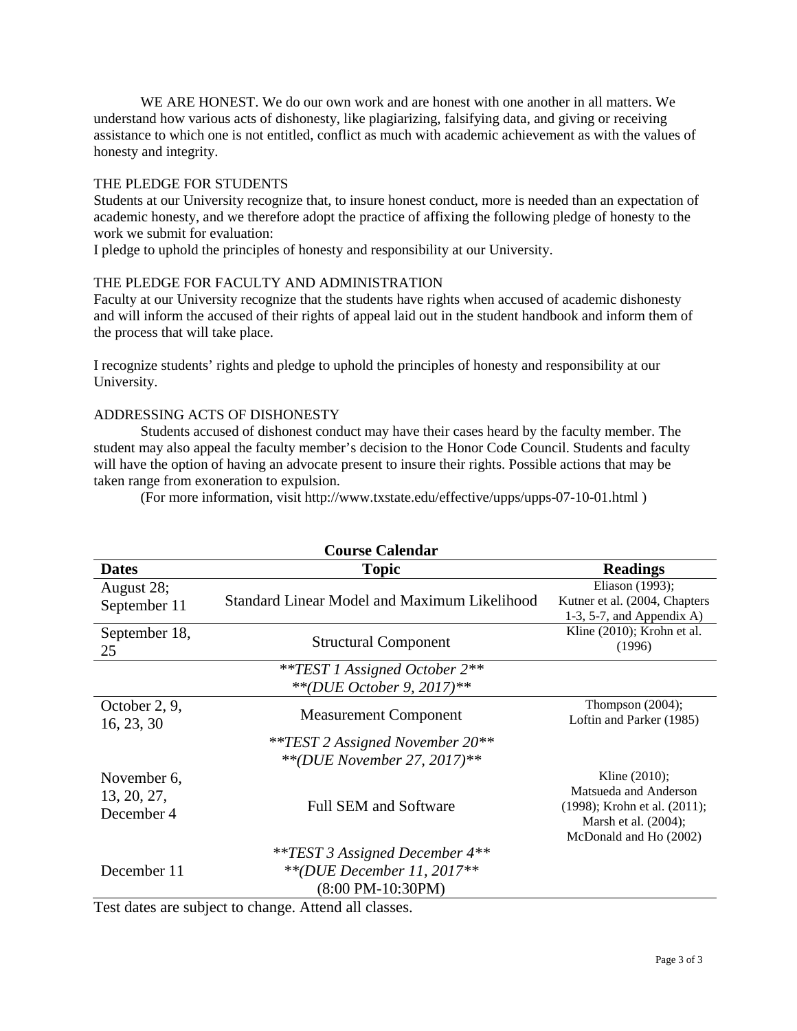WE ARE HONEST. We do our own work and are honest with one another in all matters. We understand how various acts of dishonesty, like plagiarizing, falsifying data, and giving or receiving assistance to which one is not entitled, conflict as much with academic achievement as with the values of honesty and integrity.

THE PLEDGE FOR STUDENTS

Students at our University recognize that, to insure honest conduct, more is needed than an expectation of academic honesty, and we therefore adopt the practice of affixing the following pledge of honesty to the work we submit for evaluation:

I pledge to uphold the principles of honesty and responsibility at our University.

THE PLEDGE FOR FACULTY AND ADMINISTRATION

Faculty at our University recognize that the students have rights when accused of academic dishonesty and will inform the accused of their rights of appeal laid out in the student handbook and inform them of the process that will take place.

I recognize students' rights and pledge to uphold the principles of honesty and responsibility at our University.

ADDRESSING ACTS OF DISHONESTY

Students accused of dishonest conduct may have their cases heard by the faculty member. The student may also appeal the faculty member's decision to the Honor Code Council. Students and faculty will have the option of having an advocate present to insure their rights. Possible actions that may be taken range from exoneration to expulsion.

(For more information, visit http://www.txstate.edu/effective/upps/upps-07-10-01.html )

**Course Calendar**

| Dates | Topic | Readings |
|---|---|---|
| August 28; September 11 | Standard Linear Model and Maximum Likelihood | Eliason (1993); Kutner et al. (2004, Chapters 1-3, 5-7, and Appendix A) |
| September 18, 25 | Structural Component | Kline (2010); Krohn et al. (1996) |
| | ***TEST 1 Assigned October 2*** ***(DUE October 9, 2017)*** | |
| October 2, 9, 16, 23, 30 | Measurement Component | Thompson (2004); Loftin and Parker (1985) |
| | ***TEST 2 Assigned November 20*** ***(DUE November 27, 2017)*** | |
| November 6, 13, 20, 27, December 4 | Full SEM and Software | Kline (2010); Matsueda and Anderson (1998); Krohn et al. (2011); Marsh et al. (2004); McDonald and Ho (2002) |
| December 11 | ***TEST 3 Assigned December 4*** ***(DUE December 11, 2017)*** (8:00 PM-10:30PM) | |

Test dates are subject to change. Attend all classes.